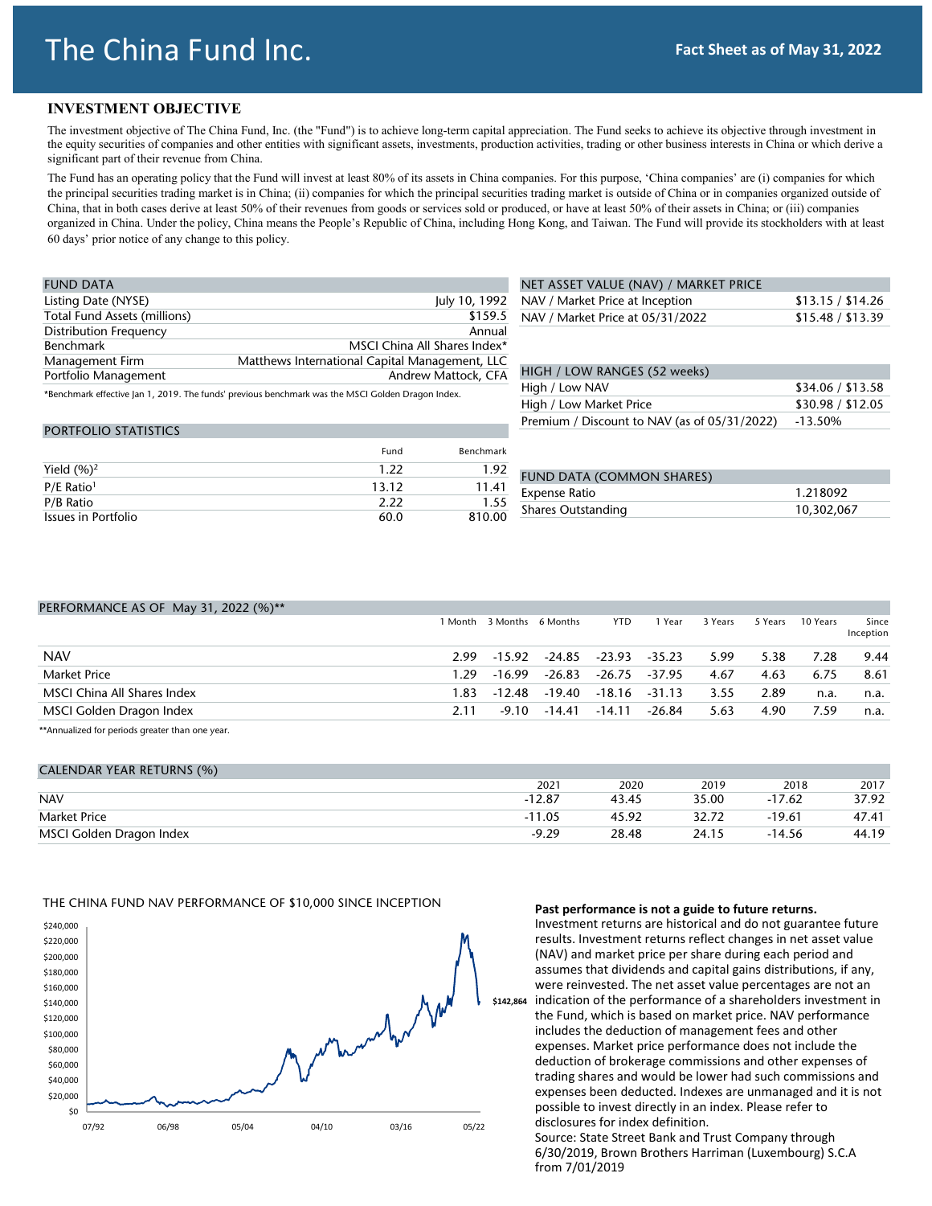# The China Fund Inc.

**Fact Sheet as of May 31, 2022**

## INVESTMENT OBJECTIVE

The investment objective of The China Fund, Inc. (the "Fund") is to achieve long-term capital appreciation. The Fund seeks to achieve its objective through investment in the equity securities of companies and other entities with significant assets, investments, production activities, trading or other business interests in China or which derive a significant part of their revenue from China.

The Fund has an operating policy that the Fund will invest at least 80% of its assets in China companies. For this purpose, 'China companies' are (i) companies for which the principal securities trading market is in China; (ii) companies for which the principal securities trading market is outside of China or in companies organized outside of China, that in both cases derive at least 50% of their revenues from goods or services sold or produced, or have at least 50% of their assets in China; or (iii) companies organized in China. Under the policy, China means the People's Republic of China, including Hong Kong, and Taiwan. The Fund will provide its stockholders with at least 60 days' prior notice of any change to this policy.

| FUND DATA | |
|---|---|
| Listing Date (NYSE) | July 10, 1992 |
| Total Fund Assets (millions) | $159.5 |
| Distribution Frequency | Annual |
| Benchmark | MSCI China All Shares Index* |
| Management Firm | Matthews International Capital Management, LLC |
| Portfolio Management | Andrew Mattock, CFA |

*Benchmark effective Jan 1, 2019. The funds' previous benchmark was the MSCI Golden Dragon Index.

| NET ASSET VALUE (NAV) / MARKET PRICE | |
|---|---|
| NAV / Market Price at Inception | $13.15 / $14.26 |
| NAV / Market Price at 05/31/2022 | $15.48 / $13.39 |

| HIGH / LOW RANGES (52 weeks) | |
|---|---|
| High / Low NAV | $34.06 / $13.58 |
| High / Low Market Price | $30.98 / $12.05 |
| Premium / Discount to NAV (as of 05/31/2022) | -13.50% |

| PORTFOLIO STATISTICS | Fund | Benchmark |
|---|---|---|
| Yield (%)[2] | 1.22 | 1.92 |
| P/E Ratio[1] | 13.12 | 11.41 |
| P/B Ratio | 2.22 | 1.55 |
| Issues in Portfolio | 60.0 | 810.00 |

| FUND DATA (COMMON SHARES) | |
|---|---|
| Expense Ratio | 1.218092 |
| Shares Outstanding | 10,302,067 |

| PERFORMANCE AS OF May 31, 2022 (%)** | 1 Month | 3 Months | 6 Months | YTD | 1 Year | 3 Years | 5 Years | 10 Years | Since Inception |
|---|---|---|---|---|---|---|---|---|---|
| NAV | 2.99 | -15.92 | -24.85 | -23.93 | -35.23 | 5.99 | 5.38 | 7.28 | 9.44 |
| Market Price | 1.29 | -16.99 | -26.83 | -26.75 | -37.95 | 4.67 | 4.63 | 6.75 | 8.61 |
| MSCI China All Shares Index | 1.83 | -12.48 | -19.40 | -18.16 | -31.13 | 3.55 | 2.89 | n.a. | n.a. |
| MSCI Golden Dragon Index | 2.11 | -9.10 | -14.41 | -14.11 | -26.84 | 5.63 | 4.90 | 7.59 | n.a. |

**Annualized for periods greater than one year.

| CALENDAR YEAR RETURNS (%) | 2021 | 2020 | 2019 | 2018 | 2017 |
|---|---|---|---|---|---|
| NAV | -12.87 | 43.45 | 35.00 | -17.62 | 37.92 |
| Market Price | -11.05 | 45.92 | 32.72 | -19.61 | 47.41 |
| MSCI Golden Dragon Index | -9.29 | 28.48 | 24.15 | -14.56 | 44.19 |

THE CHINA FUND NAV PERFORMANCE OF $10,000 SINCE INCEPTION

$142,864

**Past performance is not a guide to future returns.**
Investment returns are historical and do not guarantee future results. Investment returns reflect changes in net asset value (NAV) and market price per share during each period and assumes that dividends and capital gains distributions, if any, were reinvested. The net asset value percentages are not an indication of the performance of a shareholders investment in the Fund, which is based on market price. NAV performance includes the deduction of management fees and other expenses. Market price performance does not include the deduction of brokerage commissions and other expenses of trading shares and would be lower had such commissions and expenses been deducted. Indexes are unmanaged and it is not possible to invest directly in an index. Please refer to disclosures for index definition.
Source: State Street Bank and Trust Company through 6/30/2019, Brown Brothers Harriman (Luxembourg) S.C.A from 7/01/2019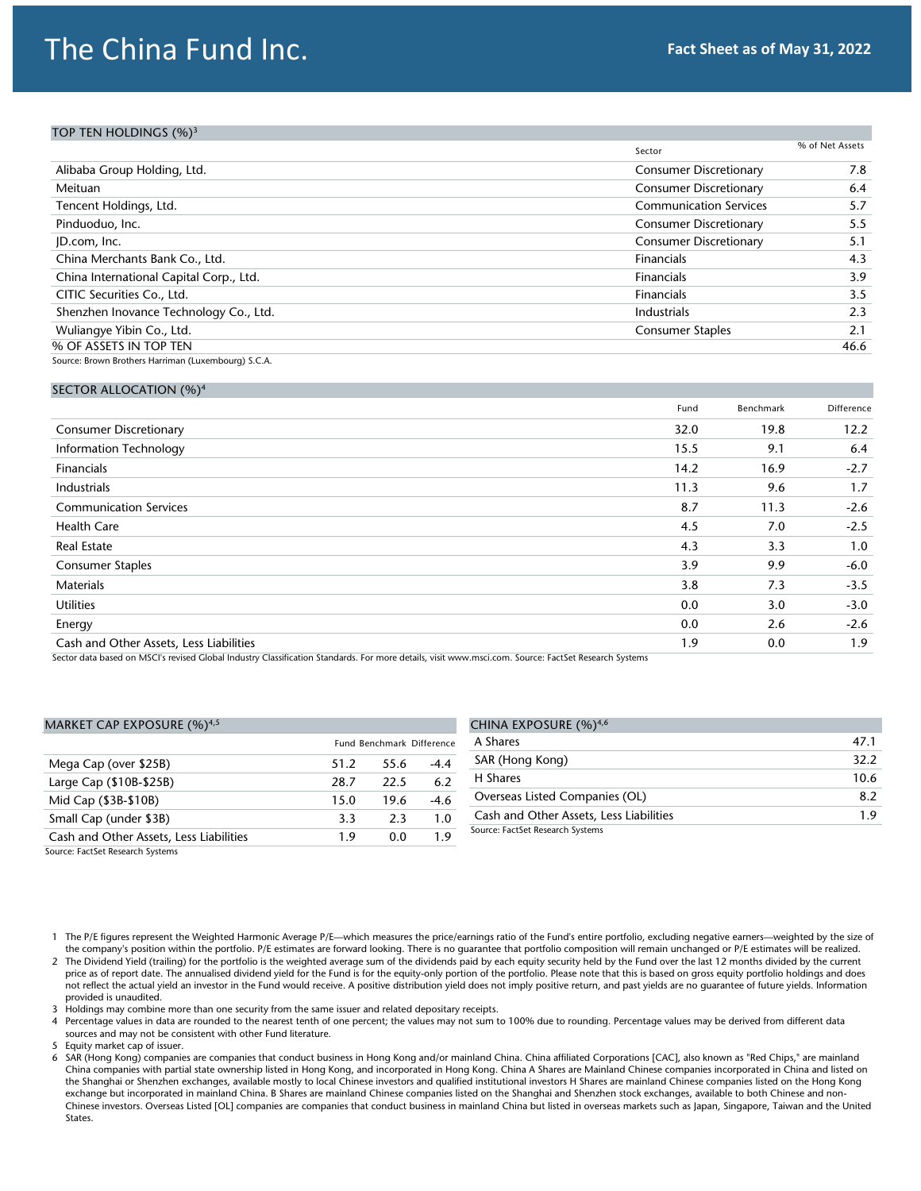# The China Fund Inc.

**Fact Sheet as of May 31, 2022**

## TOP TEN HOLDINGS (%)[3]

| | Sector | % of Net Assets |
|---|---|---|
| Alibaba Group Holding, Ltd. | Consumer Discretionary | 7.8 |
| Meituan | Consumer Discretionary | 6.4 |
| Tencent Holdings, Ltd. | Communication Services | 5.7 |
| Pinduoduo, Inc. | Consumer Discretionary | 5.5 |
| JD.com, Inc. | Consumer Discretionary | 5.1 |
| China Merchants Bank Co., Ltd. | Financials | 4.3 |
| China International Capital Corp., Ltd. | Financials | 3.9 |
| CITIC Securities Co., Ltd. | Financials | 3.5 |
| Shenzhen Inovance Technology Co., Ltd. | Industrials | 2.3 |
| Wuliangye Yibin Co., Ltd. | Consumer Staples | 2.1 |
| % OF ASSETS IN TOP TEN | | 46.6 |

Source: Brown Brothers Harriman (Luxembourg) S.C.A.

## SECTOR ALLOCATION (%)[4]

| | Fund | Benchmark | Difference |
|---|---|---|---|
| Consumer Discretionary | 32.0 | 19.8 | 12.2 |
| Information Technology | 15.5 | 9.1 | 6.4 |
| Financials | 14.2 | 16.9 | -2.7 |
| Industrials | 11.3 | 9.6 | 1.7 |
| Communication Services | 8.7 | 11.3 | -2.6 |
| Health Care | 4.5 | 7.0 | -2.5 |
| Real Estate | 4.3 | 3.3 | 1.0 |
| Consumer Staples | 3.9 | 9.9 | -6.0 |
| Materials | 3.8 | 7.3 | -3.5 |
| Utilities | 0.0 | 3.0 | -3.0 |
| Energy | 0.0 | 2.6 | -2.6 |
| Cash and Other Assets, Less Liabilities | 1.9 | 0.0 | 1.9 |

Sector data based on MSCI's revised Global Industry Classification Standards. For more details, visit www.msci.com. Source: FactSet Research Systems

## MARKET CAP EXPOSURE (%)[4,5]

| | Fund | Benchmark | Difference |
|---|---|---|---|
| Mega Cap (over $25B) | 51.2 | 55.6 | -4.4 |
| Large Cap ($10B-$25B) | 28.7 | 22.5 | 6.2 |
| Mid Cap ($3B-$10B) | 15.0 | 19.6 | -4.6 |
| Small Cap (under $3B) | 3.3 | 2.3 | 1.0 |
| Cash and Other Assets, Less Liabilities | 1.9 | 0.0 | 1.9 |

Source: FactSet Research Systems

## CHINA EXPOSURE (%)[4,6]

| | |
|---|---|
| A Shares | 47.1 |
| SAR (Hong Kong) | 32.2 |
| H Shares | 10.6 |
| Overseas Listed Companies (OL) | 8.2 |
| Cash and Other Assets, Less Liabilities | 1.9 |

Source: FactSet Research Systems

1 The P/E figures represent the Weighted Harmonic Average P/E—which measures the price/earnings ratio of the Fund's entire portfolio, excluding negative earners—weighted by the size of the company's position within the portfolio. P/E estimates are forward looking. There is no guarantee that portfolio composition will remain unchanged or P/E estimates will be realized.

2 The Dividend Yield (trailing) for the portfolio is the weighted average sum of the dividends paid by each equity security held by the Fund over the last 12 months divided by the current price as of report date. The annualised dividend yield for the Fund is for the equity-only portion of the portfolio. Please note that this is based on gross equity portfolio holdings and does not reflect the actual yield an investor in the Fund would receive. A positive distribution yield does not imply positive return, and past yields are no guarantee of future yields. Information provided is unaudited.

3 Holdings may combine more than one security from the same issuer and related depositary receipts.

4 Percentage values in data are rounded to the nearest tenth of one percent; the values may not sum to 100% due to rounding. Percentage values may be derived from different data sources and may not be consistent with other Fund literature.

5 Equity market cap of issuer.

6 SAR (Hong Kong) companies are companies that conduct business in Hong Kong and/or mainland China. China affiliated Corporations [CAC], also known as "Red Chips," are mainland China companies with partial state ownership listed in Hong Kong, and incorporated in Hong Kong. China A Shares are Mainland Chinese companies incorporated in China and listed on the Shanghai or Shenzhen exchanges, available mostly to local Chinese investors and qualified institutional investors H Shares are mainland Chinese companies listed on the Hong Kong exchange but incorporated in mainland China. B Shares are mainland Chinese companies listed on the Shanghai and Shenzhen stock exchanges, available to both Chinese and non-Chinese investors. Overseas Listed [OL] companies are companies that conduct business in mainland China but listed in overseas markets such as Japan, Singapore, Taiwan and the United States.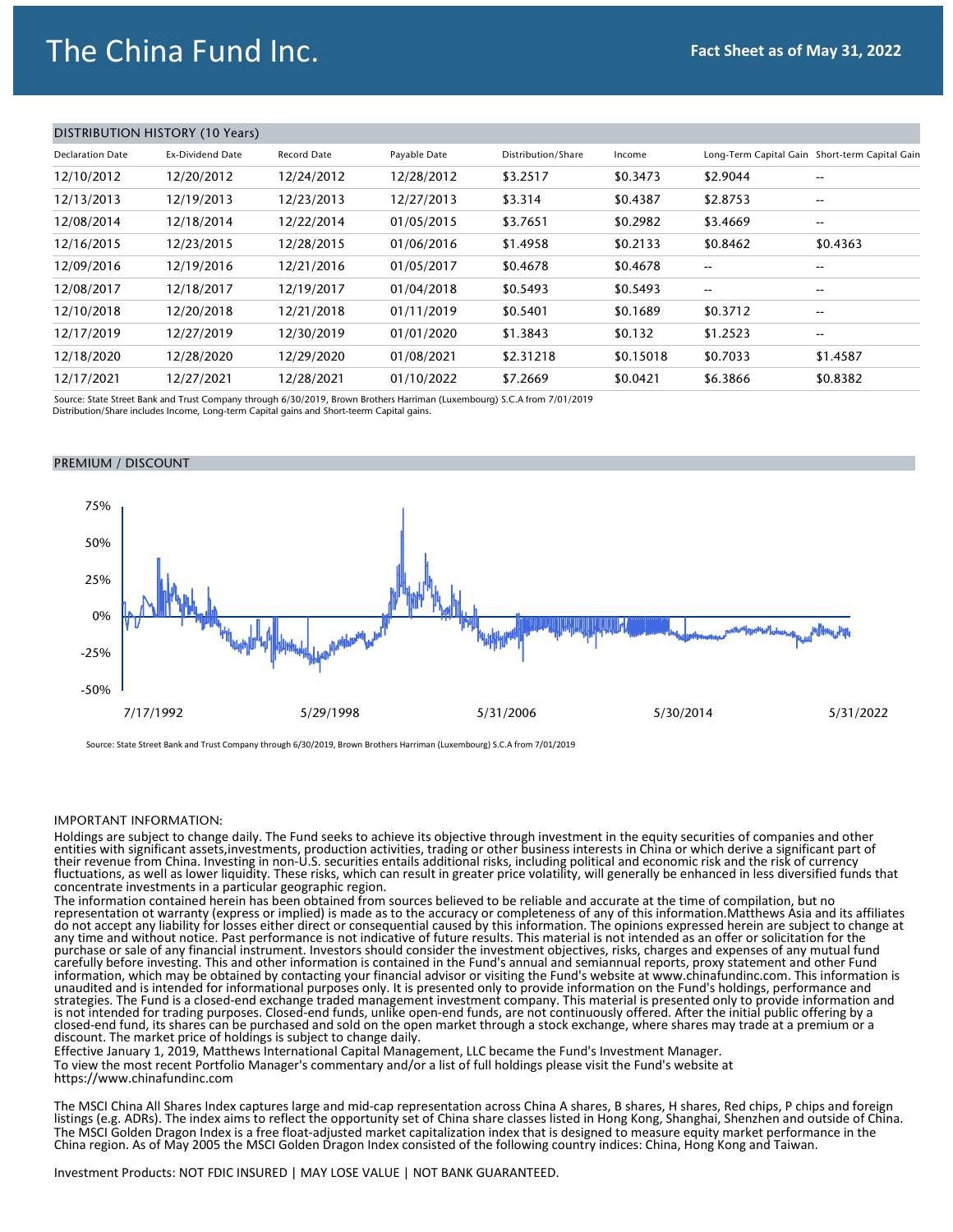# The China Fund Inc.

**Fact Sheet as of May 31, 2022**

## DISTRIBUTION HISTORY (10 Years)

| Declaration Date | Ex-Dividend Date | Record Date | Payable Date | Distribution/Share | Income | Long-Term Capital Gain | Short-term Capital Gain |
|---|---|---|---|---|---|---|---|
| 12/10/2012 | 12/20/2012 | 12/24/2012 | 12/28/2012 | $3.2517 | $0.3473 | $2.9044 | -- |
| 12/13/2013 | 12/19/2013 | 12/23/2013 | 12/27/2013 | $3.314 | $0.4387 | $2.8753 | -- |
| 12/08/2014 | 12/18/2014 | 12/22/2014 | 01/05/2015 | $3.7651 | $0.2982 | $3.4669 | -- |
| 12/16/2015 | 12/23/2015 | 12/28/2015 | 01/06/2016 | $1.4958 | $0.2133 | $0.8462 | $0.4363 |
| 12/09/2016 | 12/19/2016 | 12/21/2016 | 01/05/2017 | $0.4678 | $0.4678 | -- | -- |
| 12/08/2017 | 12/18/2017 | 12/19/2017 | 01/04/2018 | $0.5493 | $0.5493 | -- | -- |
| 12/10/2018 | 12/20/2018 | 12/21/2018 | 01/11/2019 | $0.5401 | $0.1689 | $0.3712 | -- |
| 12/17/2019 | 12/27/2019 | 12/30/2019 | 01/01/2020 | $1.3843 | $0.132 | $1.2523 | -- |
| 12/18/2020 | 12/28/2020 | 12/29/2020 | 01/08/2021 | $2.31218 | $0.15018 | $0.7033 | $1.4587 |
| 12/17/2021 | 12/27/2021 | 12/28/2021 | 01/10/2022 | $7.2669 | $0.0421 | $6.3866 | $0.8382 |

Source: State Street Bank and Trust Company through 6/30/2019, Brown Brothers Harriman (Luxembourg) S.C.A from 7/01/2019
Distribution/Share includes Income, Long-term Capital gains and Short-teerm Capital gains.

## PREMIUM / DISCOUNT

75%
50%
25%
0%
-25%
-50%
7/17/1992
5/29/1998
5/31/2006
5/30/2014
5/31/2022

Source: State Street Bank and Trust Company through 6/30/2019, Brown Brothers Harriman (Luxembourg) S.C.A from 7/01/2019

IMPORTANT INFORMATION:

Holdings are subject to change daily. The Fund seeks to achieve its objective through investment in the equity securities of companies and other entities with significant assets,investments, production activities, trading or other business interests in China or which derive a significant part of their revenue from China. Investing in non-U.S. securities entails additional risks, including political and economic risk and the risk of currency fluctuations, as well as lower liquidity. These risks, which can result in greater price volatility, will generally be enhanced in less diversified funds that concentrate investments in a particular geographic region.

The information contained herein has been obtained from sources believed to be reliable and accurate at the time of compilation, but no representation ot warranty (express or implied) is made as to the accuracy or completeness of any of this information.Matthews Asia and its affiliates do not accept any liability for losses either direct or consequential caused by this information. The opinions expressed herein are subject to change at any time and without notice. Past performance is not indicative of future results. This material is not intended as an offer or solicitation for the purchase or sale of any financial instrument. Investors should consider the investment objectives, risks, charges and expenses of any mutual fund carefully before investing. This and other information is contained in the Fund's annual and semiannual reports, proxy statement and other Fund information, which may be obtained by contacting your financial advisor or visiting the Fund's website at www.chinafundinc.com. This information is unaudited and is intended for informational purposes only. It is presented only to provide information on the Fund's holdings, performance and strategies. The Fund is a closed-end exchange traded management investment company. This material is presented only to provide information and is not intended for trading purposes. Closed-end funds, unlike open-end funds, are not continuously offered. After the initial public offering by a closed-end fund, its shares can be purchased and sold on the open market through a stock exchange, where shares may trade at a premium or a discount. The market price of holdings is subject to change daily.

Effective January 1, 2019, Matthews International Capital Management, LLC became the Fund's Investment Manager.

To view the most recent Portfolio Manager's commentary and/or a list of full holdings please visit the Fund's website at https://www.chinafundinc.com

The MSCI China All Shares Index captures large and mid-cap representation across China A shares, B shares, H shares, Red chips, P chips and foreign listings (e.g. ADRs). The index aims to reflect the opportunity set of China share classes listed in Hong Kong, Shanghai, Shenzhen and outside of China. The MSCI Golden Dragon Index is a free float-adjusted market capitalization index that is designed to measure equity market performance in the China region. As of May 2005 the MSCI Golden Dragon Index consisted of the following country indices: China, Hong Kong and Taiwan.

Investment Products: NOT FDIC INSURED | MAY LOSE VALUE | NOT BANK GUARANTEED.